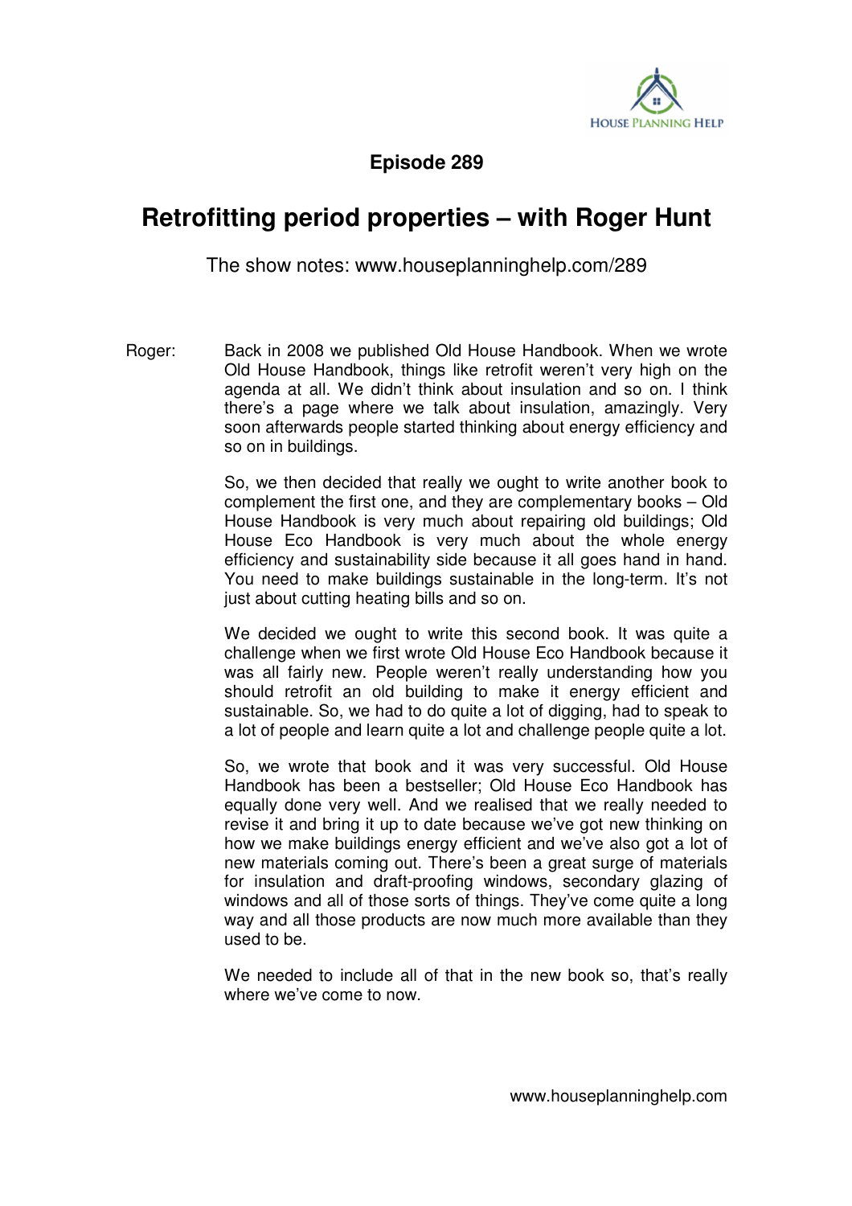**Episode 289**

# Retrofitting period properties – with Roger Hunt

The show notes: www.houseplanninghelp.com/289

Roger: Back in 2008 we published Old House Handbook. When we wrote Old House Handbook, things like retrofit weren't very high on the agenda at all. We didn't think about insulation and so on. I think there's a page where we talk about insulation, amazingly. Very soon afterwards people started thinking about energy efficiency and so on in buildings.

So, we then decided that really we ought to write another book to complement the first one, and they are complementary books – Old House Handbook is very much about repairing old buildings; Old House Eco Handbook is very much about the whole energy efficiency and sustainability side because it all goes hand in hand. You need to make buildings sustainable in the long-term. It's not just about cutting heating bills and so on.

We decided we ought to write this second book. It was quite a challenge when we first wrote Old House Eco Handbook because it was all fairly new. People weren't really understanding how you should retrofit an old building to make it energy efficient and sustainable. So, we had to do quite a lot of digging, had to speak to a lot of people and learn quite a lot and challenge people quite a lot.

So, we wrote that book and it was very successful. Old House Handbook has been a bestseller; Old House Eco Handbook has equally done very well. And we realised that we really needed to revise it and bring it up to date because we've got new thinking on how we make buildings energy efficient and we've also got a lot of new materials coming out. There's been a great surge of materials for insulation and draft-proofing windows, secondary glazing of windows and all of those sorts of things. They've come quite a long way and all those products are now much more available than they used to be.

We needed to include all of that in the new book so, that's really where we've come to now.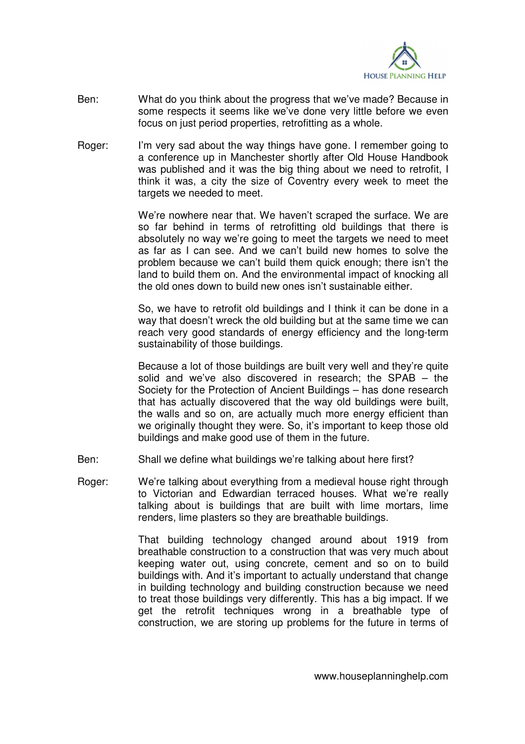Ben: What do you think about the progress that we've made? Because in some respects it seems like we've done very little before we even focus on just period properties, retrofitting as a whole.

Roger: I'm very sad about the way things have gone. I remember going to a conference up in Manchester shortly after Old House Handbook was published and it was the big thing about we need to retrofit, I think it was, a city the size of Coventry every week to meet the targets we needed to meet.

We're nowhere near that. We haven't scraped the surface. We are so far behind in terms of retrofitting old buildings that there is absolutely no way we're going to meet the targets we need to meet as far as I can see. And we can't build new homes to solve the problem because we can't build them quick enough; there isn't the land to build them on. And the environmental impact of knocking all the old ones down to build new ones isn't sustainable either.

So, we have to retrofit old buildings and I think it can be done in a way that doesn't wreck the old building but at the same time we can reach very good standards of energy efficiency and the long-term sustainability of those buildings.

Because a lot of those buildings are built very well and they're quite solid and we've also discovered in research; the SPAB – the Society for the Protection of Ancient Buildings – has done research that has actually discovered that the way old buildings were built, the walls and so on, are actually much more energy efficient than we originally thought they were. So, it's important to keep those old buildings and make good use of them in the future.

Ben: Shall we define what buildings we're talking about here first?

Roger: We're talking about everything from a medieval house right through to Victorian and Edwardian terraced houses. What we're really talking about is buildings that are built with lime mortars, lime renders, lime plasters so they are breathable buildings.

That building technology changed around about 1919 from breathable construction to a construction that was very much about keeping water out, using concrete, cement and so on to build buildings with. And it's important to actually understand that change in building technology and building construction because we need to treat those buildings very differently. This has a big impact. If we get the retrofit techniques wrong in a breathable type of construction, we are storing up problems for the future in terms of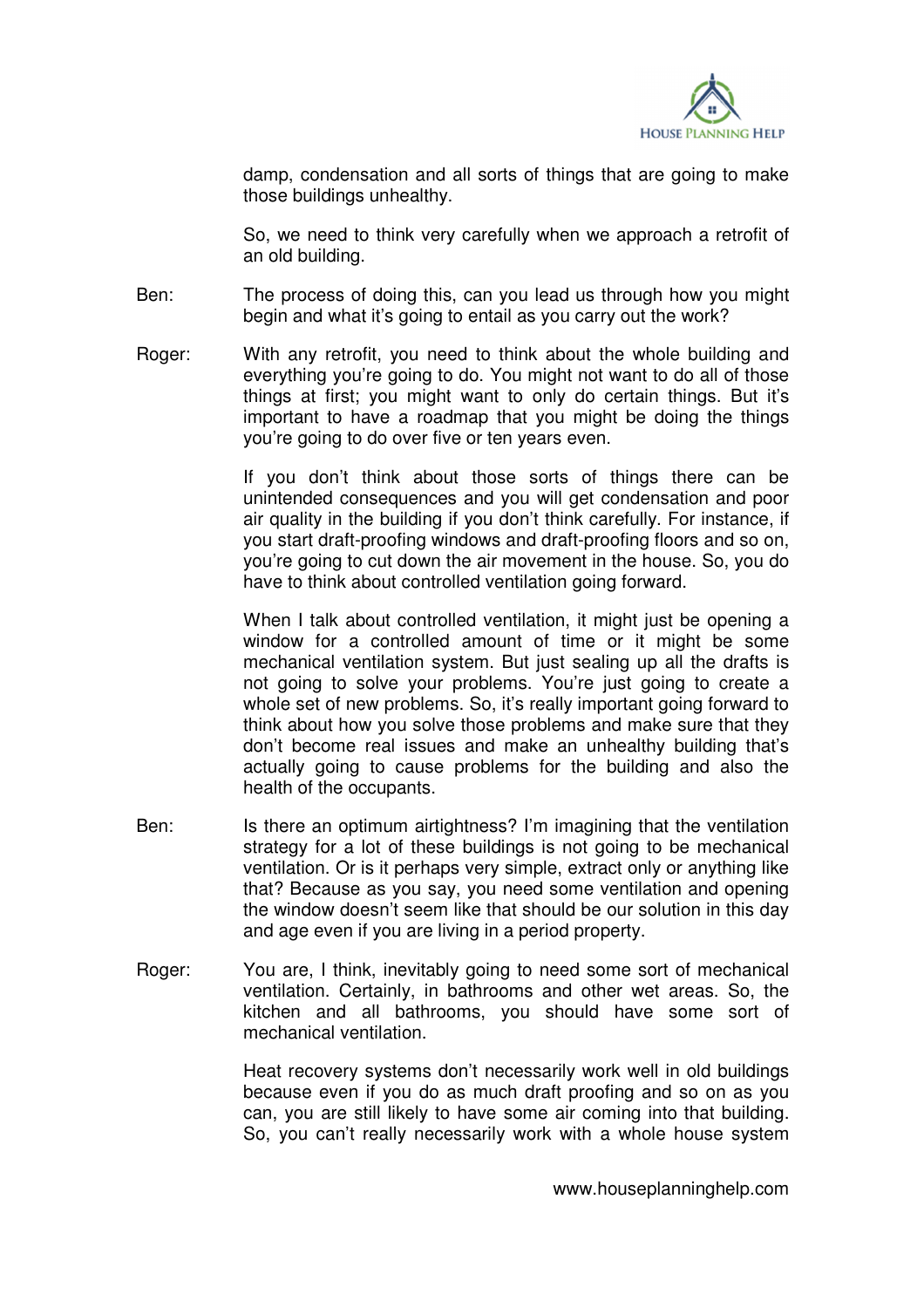damp, condensation and all sorts of things that are going to make those buildings unhealthy.

So, we need to think very carefully when we approach a retrofit of an old building.

Ben: The process of doing this, can you lead us through how you might begin and what it's going to entail as you carry out the work?

Roger: With any retrofit, you need to think about the whole building and everything you're going to do. You might not want to do all of those things at first; you might want to only do certain things. But it's important to have a roadmap that you might be doing the things you're going to do over five or ten years even.

If you don't think about those sorts of things there can be unintended consequences and you will get condensation and poor air quality in the building if you don't think carefully. For instance, if you start draft-proofing windows and draft-proofing floors and so on, you're going to cut down the air movement in the house. So, you do have to think about controlled ventilation going forward.

When I talk about controlled ventilation, it might just be opening a window for a controlled amount of time or it might be some mechanical ventilation system. But just sealing up all the drafts is not going to solve your problems. You're just going to create a whole set of new problems. So, it's really important going forward to think about how you solve those problems and make sure that they don't become real issues and make an unhealthy building that's actually going to cause problems for the building and also the health of the occupants.

Ben: Is there an optimum airtightness? I'm imagining that the ventilation strategy for a lot of these buildings is not going to be mechanical ventilation. Or is it perhaps very simple, extract only or anything like that? Because as you say, you need some ventilation and opening the window doesn't seem like that should be our solution in this day and age even if you are living in a period property.

Roger: You are, I think, inevitably going to need some sort of mechanical ventilation. Certainly, in bathrooms and other wet areas. So, the kitchen and all bathrooms, you should have some sort of mechanical ventilation.

Heat recovery systems don't necessarily work well in old buildings because even if you do as much draft proofing and so on as you can, you are still likely to have some air coming into that building. So, you can't really necessarily work with a whole house system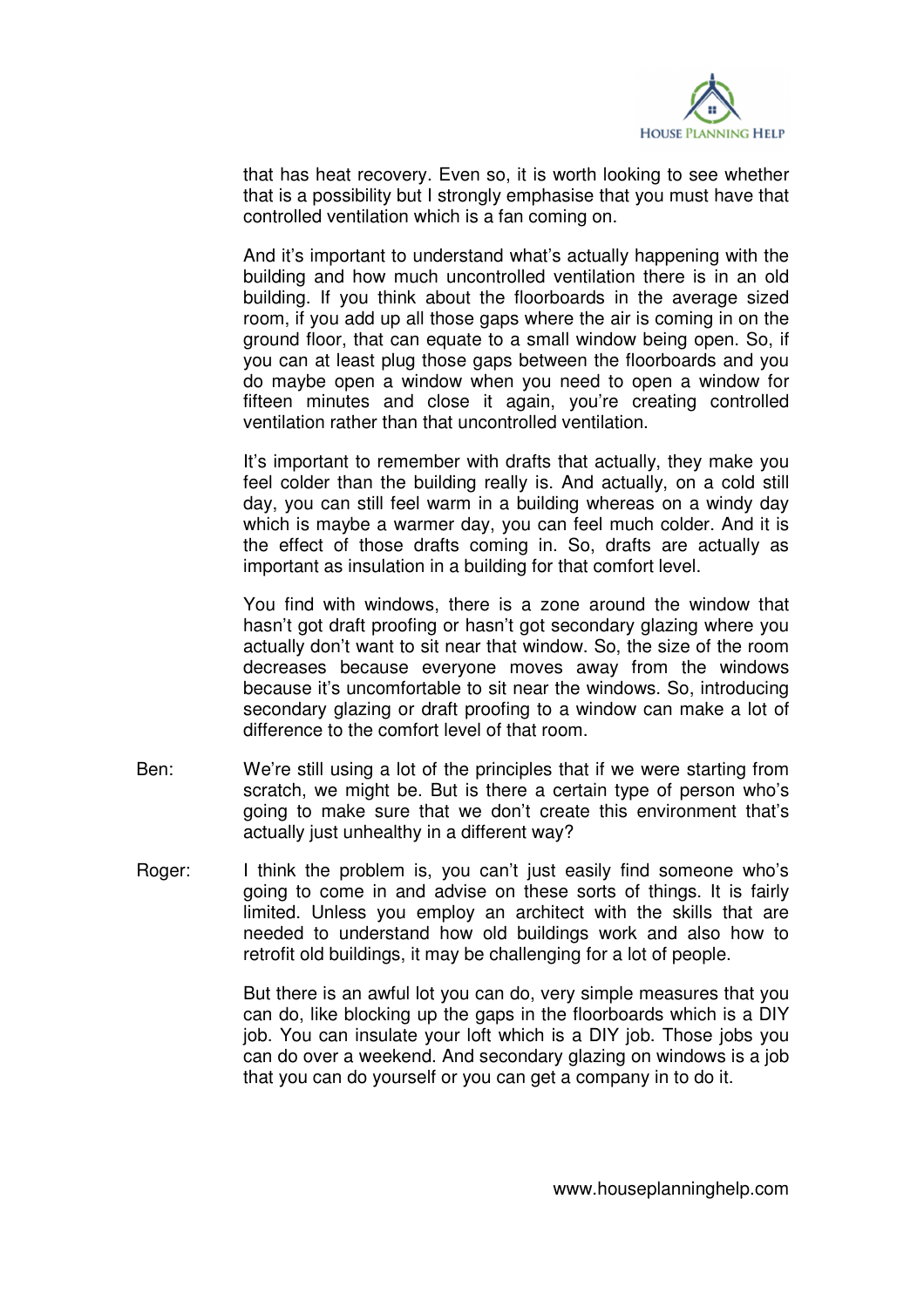that has heat recovery. Even so, it is worth looking to see whether that is a possibility but I strongly emphasise that you must have that controlled ventilation which is a fan coming on.

And it's important to understand what's actually happening with the building and how much uncontrolled ventilation there is in an old building. If you think about the floorboards in the average sized room, if you add up all those gaps where the air is coming in on the ground floor, that can equate to a small window being open. So, if you can at least plug those gaps between the floorboards and you do maybe open a window when you need to open a window for fifteen minutes and close it again, you're creating controlled ventilation rather than that uncontrolled ventilation.

It's important to remember with drafts that actually, they make you feel colder than the building really is. And actually, on a cold still day, you can still feel warm in a building whereas on a windy day which is maybe a warmer day, you can feel much colder. And it is the effect of those drafts coming in. So, drafts are actually as important as insulation in a building for that comfort level.

You find with windows, there is a zone around the window that hasn't got draft proofing or hasn't got secondary glazing where you actually don't want to sit near that window. So, the size of the room decreases because everyone moves away from the windows because it's uncomfortable to sit near the windows. So, introducing secondary glazing or draft proofing to a window can make a lot of difference to the comfort level of that room.

Ben: We're still using a lot of the principles that if we were starting from scratch, we might be. But is there a certain type of person who's going to make sure that we don't create this environment that's actually just unhealthy in a different way?

Roger: I think the problem is, you can't just easily find someone who's going to come in and advise on these sorts of things. It is fairly limited. Unless you employ an architect with the skills that are needed to understand how old buildings work and also how to retrofit old buildings, it may be challenging for a lot of people.

But there is an awful lot you can do, very simple measures that you can do, like blocking up the gaps in the floorboards which is a DIY job. You can insulate your loft which is a DIY job. Those jobs you can do over a weekend. And secondary glazing on windows is a job that you can do yourself or you can get a company in to do it.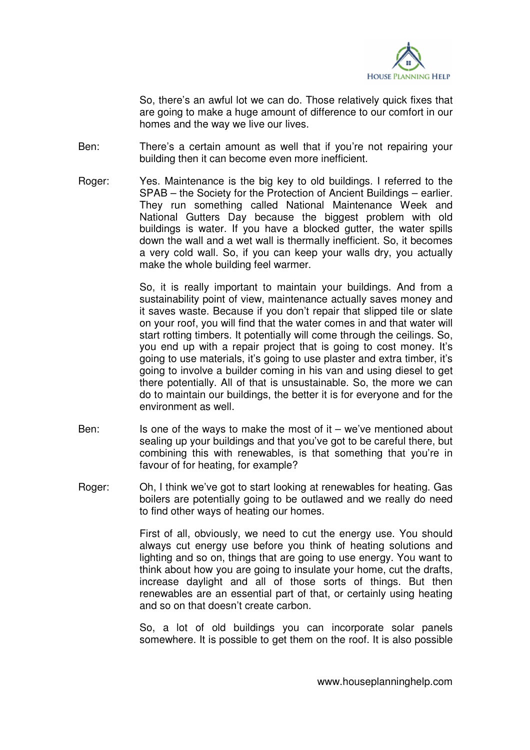So, there's an awful lot we can do. Those relatively quick fixes that are going to make a huge amount of difference to our comfort in our homes and the way we live our lives.

Ben: There's a certain amount as well that if you're not repairing your building then it can become even more inefficient.

Roger: Yes. Maintenance is the big key to old buildings. I referred to the SPAB – the Society for the Protection of Ancient Buildings – earlier. They run something called National Maintenance Week and National Gutters Day because the biggest problem with old buildings is water. If you have a blocked gutter, the water spills down the wall and a wet wall is thermally inefficient. So, it becomes a very cold wall. So, if you can keep your walls dry, you actually make the whole building feel warmer.

So, it is really important to maintain your buildings. And from a sustainability point of view, maintenance actually saves money and it saves waste. Because if you don't repair that slipped tile or slate on your roof, you will find that the water comes in and that water will start rotting timbers. It potentially will come through the ceilings. So, you end up with a repair project that is going to cost money. It's going to use materials, it's going to use plaster and extra timber, it's going to involve a builder coming in his van and using diesel to get there potentially. All of that is unsustainable. So, the more we can do to maintain our buildings, the better it is for everyone and for the environment as well.

Ben: Is one of the ways to make the most of it – we've mentioned about sealing up your buildings and that you've got to be careful there, but combining this with renewables, is that something that you're in favour of for heating, for example?

Roger: Oh, I think we've got to start looking at renewables for heating. Gas boilers are potentially going to be outlawed and we really do need to find other ways of heating our homes.

First of all, obviously, we need to cut the energy use. You should always cut energy use before you think of heating solutions and lighting and so on, things that are going to use energy. You want to think about how you are going to insulate your home, cut the drafts, increase daylight and all of those sorts of things. But then renewables are an essential part of that, or certainly using heating and so on that doesn't create carbon.

So, a lot of old buildings you can incorporate solar panels somewhere. It is possible to get them on the roof. It is also possible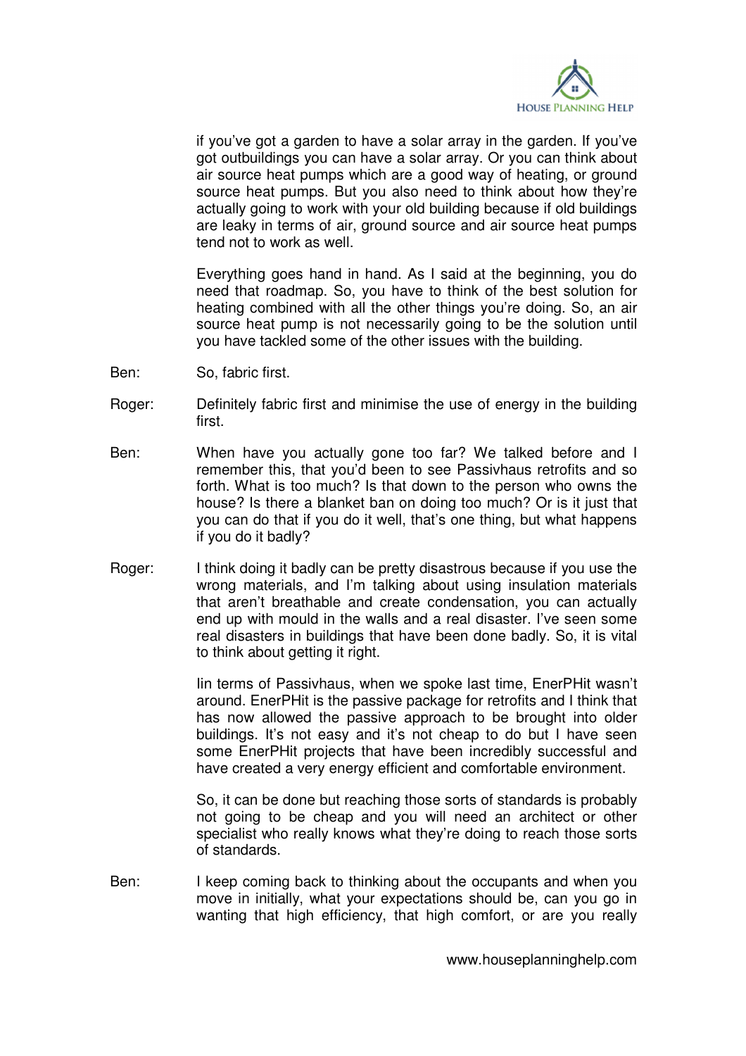if you've got a garden to have a solar array in the garden. If you've got outbuildings you can have a solar array. Or you can think about air source heat pumps which are a good way of heating, or ground source heat pumps. But you also need to think about how they're actually going to work with your old building because if old buildings are leaky in terms of air, ground source and air source heat pumps tend not to work as well.

Everything goes hand in hand. As I said at the beginning, you do need that roadmap. So, you have to think of the best solution for heating combined with all the other things you're doing. So, an air source heat pump is not necessarily going to be the solution until you have tackled some of the other issues with the building.

Ben: So, fabric first.

Roger: Definitely fabric first and minimise the use of energy in the building first.

Ben: When have you actually gone too far? We talked before and I remember this, that you'd been to see Passivhaus retrofits and so forth. What is too much? Is that down to the person who owns the house? Is there a blanket ban on doing too much? Or is it just that you can do that if you do it well, that's one thing, but what happens if you do it badly?

Roger: I think doing it badly can be pretty disastrous because if you use the wrong materials, and I'm talking about using insulation materials that aren't breathable and create condensation, you can actually end up with mould in the walls and a real disaster. I've seen some real disasters in buildings that have been done badly. So, it is vital to think about getting it right.

Iin terms of Passivhaus, when we spoke last time, EnerPHit wasn't around. EnerPHit is the passive package for retrofits and I think that has now allowed the passive approach to be brought into older buildings. It's not easy and it's not cheap to do but I have seen some EnerPHit projects that have been incredibly successful and have created a very energy efficient and comfortable environment.

So, it can be done but reaching those sorts of standards is probably not going to be cheap and you will need an architect or other specialist who really knows what they're doing to reach those sorts of standards.

Ben: I keep coming back to thinking about the occupants and when you move in initially, what your expectations should be, can you go in wanting that high efficiency, that high comfort, or are you really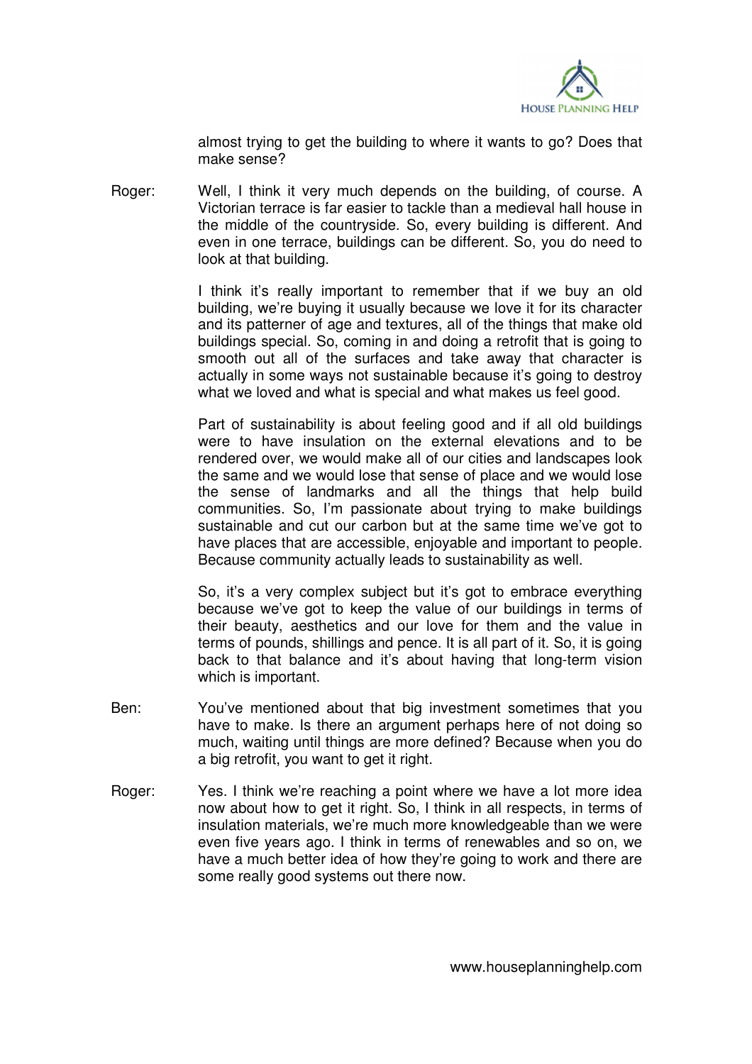almost trying to get the building to where it wants to go? Does that make sense?

Roger: Well, I think it very much depends on the building, of course. A Victorian terrace is far easier to tackle than a medieval hall house in the middle of the countryside. So, every building is different. And even in one terrace, buildings can be different. So, you do need to look at that building.

I think it's really important to remember that if we buy an old building, we're buying it usually because we love it for its character and its patterner of age and textures, all of the things that make old buildings special. So, coming in and doing a retrofit that is going to smooth out all of the surfaces and take away that character is actually in some ways not sustainable because it's going to destroy what we loved and what is special and what makes us feel good.

Part of sustainability is about feeling good and if all old buildings were to have insulation on the external elevations and to be rendered over, we would make all of our cities and landscapes look the same and we would lose that sense of place and we would lose the sense of landmarks and all the things that help build communities. So, I'm passionate about trying to make buildings sustainable and cut our carbon but at the same time we've got to have places that are accessible, enjoyable and important to people. Because community actually leads to sustainability as well.

So, it's a very complex subject but it's got to embrace everything because we've got to keep the value of our buildings in terms of their beauty, aesthetics and our love for them and the value in terms of pounds, shillings and pence. It is all part of it. So, it is going back to that balance and it's about having that long-term vision which is important.

Ben: You've mentioned about that big investment sometimes that you have to make. Is there an argument perhaps here of not doing so much, waiting until things are more defined? Because when you do a big retrofit, you want to get it right.

Roger: Yes. I think we're reaching a point where we have a lot more idea now about how to get it right. So, I think in all respects, in terms of insulation materials, we're much more knowledgeable than we were even five years ago. I think in terms of renewables and so on, we have a much better idea of how they're going to work and there are some really good systems out there now.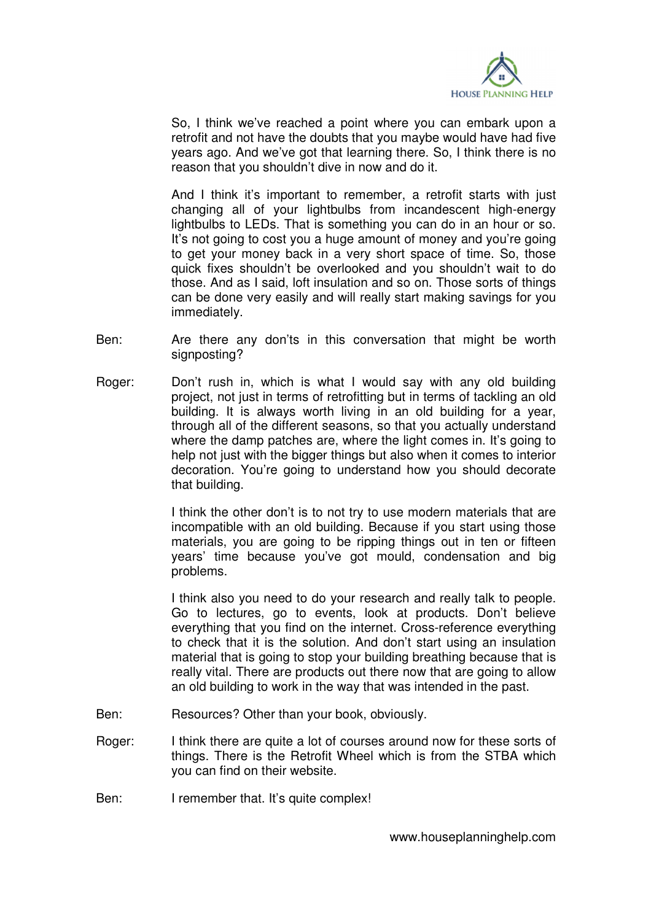So, I think we've reached a point where you can embark upon a retrofit and not have the doubts that you maybe would have had five years ago. And we've got that learning there. So, I think there is no reason that you shouldn't dive in now and do it.

And I think it's important to remember, a retrofit starts with just changing all of your lightbulbs from incandescent high-energy lightbulbs to LEDs. That is something you can do in an hour or so. It's not going to cost you a huge amount of money and you're going to get your money back in a very short space of time. So, those quick fixes shouldn't be overlooked and you shouldn't wait to do those. And as I said, loft insulation and so on. Those sorts of things can be done very easily and will really start making savings for you immediately.

Ben: Are there any don'ts in this conversation that might be worth signposting?

Roger: Don't rush in, which is what I would say with any old building project, not just in terms of retrofitting but in terms of tackling an old building. It is always worth living in an old building for a year, through all of the different seasons, so that you actually understand where the damp patches are, where the light comes in. It's going to help not just with the bigger things but also when it comes to interior decoration. You're going to understand how you should decorate that building.

I think the other don't is to not try to use modern materials that are incompatible with an old building. Because if you start using those materials, you are going to be ripping things out in ten or fifteen years' time because you've got mould, condensation and big problems.

I think also you need to do your research and really talk to people. Go to lectures, go to events, look at products. Don't believe everything that you find on the internet. Cross-reference everything to check that it is the solution. And don't start using an insulation material that is going to stop your building breathing because that is really vital. There are products out there now that are going to allow an old building to work in the way that was intended in the past.

Ben: Resources? Other than your book, obviously.

Roger: I think there are quite a lot of courses around now for these sorts of things. There is the Retrofit Wheel which is from the STBA which you can find on their website.

Ben: I remember that. It's quite complex!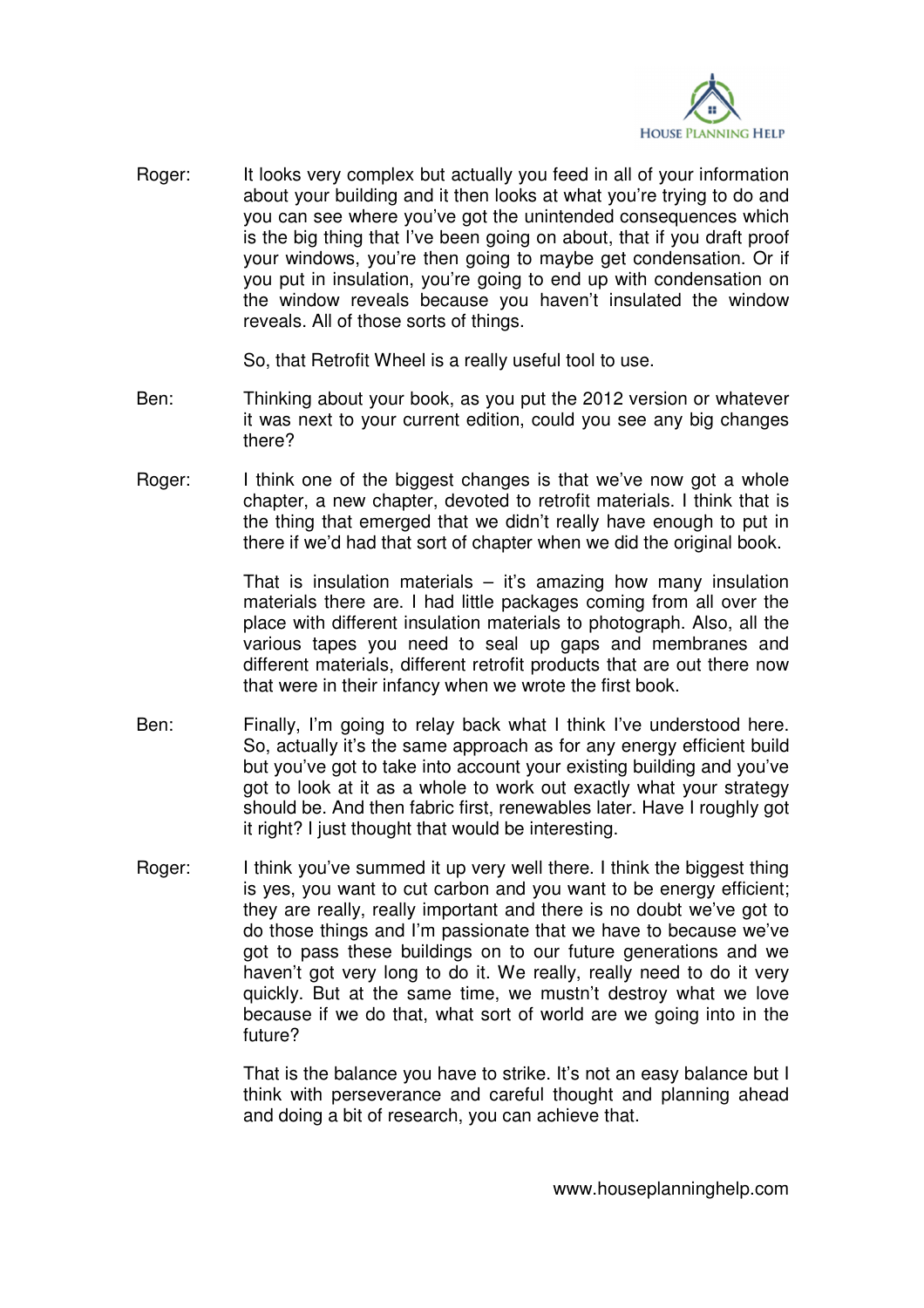Roger: It looks very complex but actually you feed in all of your information about your building and it then looks at what you're trying to do and you can see where you've got the unintended consequences which is the big thing that I've been going on about, that if you draft proof your windows, you're then going to maybe get condensation. Or if you put in insulation, you're going to end up with condensation on the window reveals because you haven't insulated the window reveals. All of those sorts of things.

So, that Retrofit Wheel is a really useful tool to use.

Ben: Thinking about your book, as you put the 2012 version or whatever it was next to your current edition, could you see any big changes there?

Roger: I think one of the biggest changes is that we've now got a whole chapter, a new chapter, devoted to retrofit materials. I think that is the thing that emerged that we didn't really have enough to put in there if we'd had that sort of chapter when we did the original book.

That is insulation materials – it's amazing how many insulation materials there are. I had little packages coming from all over the place with different insulation materials to photograph. Also, all the various tapes you need to seal up gaps and membranes and different materials, different retrofit products that are out there now that were in their infancy when we wrote the first book.

Ben: Finally, I'm going to relay back what I think I've understood here. So, actually it's the same approach as for any energy efficient build but you've got to take into account your existing building and you've got to look at it as a whole to work out exactly what your strategy should be. And then fabric first, renewables later. Have I roughly got it right? I just thought that would be interesting.

Roger: I think you've summed it up very well there. I think the biggest thing is yes, you want to cut carbon and you want to be energy efficient; they are really, really important and there is no doubt we've got to do those things and I'm passionate that we have to because we've got to pass these buildings on to our future generations and we haven't got very long to do it. We really, really need to do it very quickly. But at the same time, we mustn't destroy what we love because if we do that, what sort of world are we going into in the future?

That is the balance you have to strike. It's not an easy balance but I think with perseverance and careful thought and planning ahead and doing a bit of research, you can achieve that.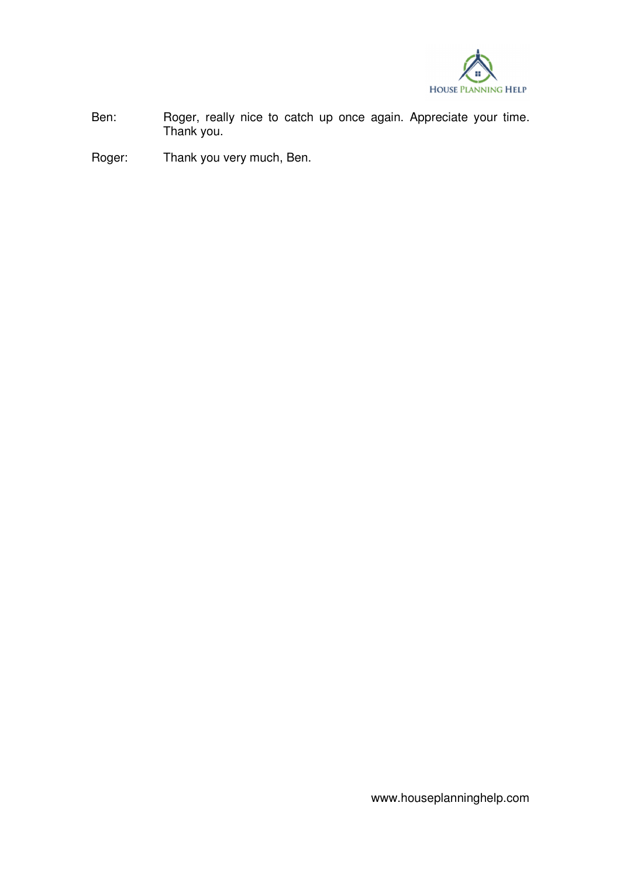Ben: Roger, really nice to catch up once again. Appreciate your time. Thank you.

Roger: Thank you very much, Ben.